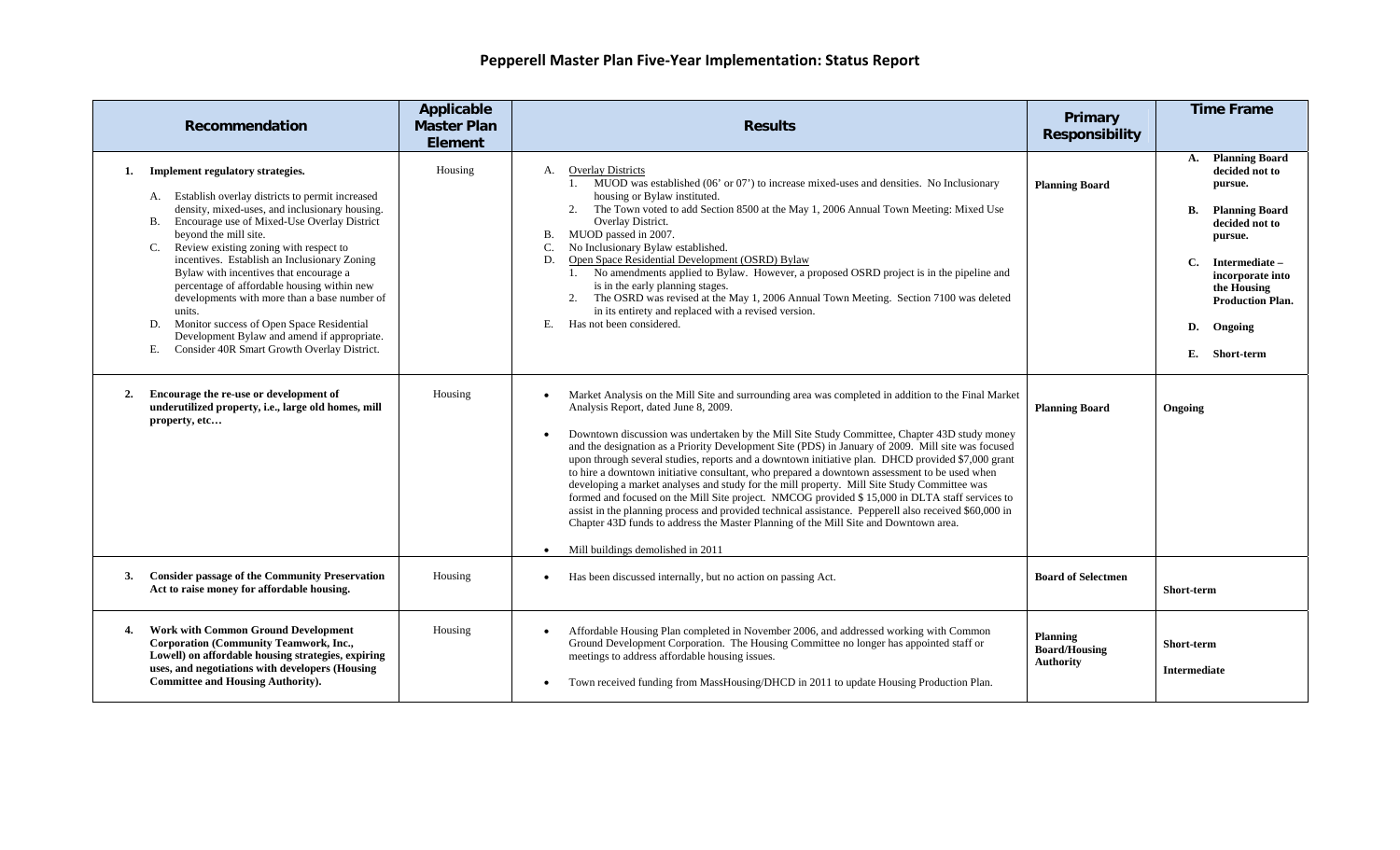# Pepperell Master Plan Five-Year Implementation: Status Report

| Recommendation | Applicable Master Plan Element | Results | Primary Responsibility | Time Frame |
|---|---|---|---|---|
| **1. Implement regulatory strategies.**<br>A. Establish overlay districts to permit increased density, mixed-uses, and inclusionary housing.<br>B. Encourage use of Mixed-Use Overlay District beyond the mill site.<br>C. Review existing zoning with respect to incentives. Establish an Inclusionary Zoning Bylaw with incentives that encourage a percentage of affordable housing within new developments with more than a base number of units.<br>D. Monitor success of Open Space Residential Development Bylaw and amend if appropriate.<br>E. Consider 40R Smart Growth Overlay District. | Housing | A. Overlay Districts<br>1. MUOD was established (06' or 07') to increase mixed-uses and densities. No Inclusionary housing or Bylaw instituted.<br>2. The Town voted to add Section 8500 at the May 1, 2006 Annual Town Meeting: Mixed Use Overlay District.<br>B. MUOD passed in 2007.<br>C. No Inclusionary Bylaw established.<br>D. Open Space Residential Development (OSRD) Bylaw<br>1. No amendments applied to Bylaw. However, a proposed OSRD project is in the pipeline and is in the early planning stages.<br>2. The OSRD was revised at the May 1, 2006 Annual Town Meeting. Section 7100 was deleted in its entirety and replaced with a revised version.<br>E. Has not been considered. | **Planning Board** | **A. Planning Board decided not to pursue.**<br>**B. Planning Board decided not to pursue.**<br>**C. Intermediate – incorporate into the Housing Production Plan.**<br>**D. Ongoing**<br>**E. Short-term** |
| **2. Encourage the re-use or development of underutilized property, i.e., large old homes, mill property, etc…** | Housing | • Market Analysis on the Mill Site and surrounding area was completed in addition to the Final Market Analysis Report, dated June 8, 2009.<br>• Downtown discussion was undertaken by the Mill Site Study Committee, Chapter 43D study money and the designation as a Priority Development Site (PDS) in January of 2009. Mill site was focused upon through several studies, reports and a downtown initiative plan. DHCD provided $7,000 grant to hire a downtown initiative consultant, who prepared a downtown assessment to be used when developing a market analyses and study for the mill property. Mill Site Study Committee was formed and focused on the Mill Site project. NMCOG provided $ 15,000 in DLTA staff services to assist in the planning process and provided technical assistance. Pepperell also received $60,000 in Chapter 43D funds to address the Master Planning of the Mill Site and Downtown area.<br>• Mill buildings demolished in 2011 | **Planning Board** | **Ongoing** |
| **3. Consider passage of the Community Preservation Act to raise money for affordable housing.** | Housing | • Has been discussed internally, but no action on passing Act. | **Board of Selectmen** | **Short-term** |
| **4. Work with Common Ground Development Corporation (Community Teamwork, Inc., Lowell) on affordable housing strategies, expiring uses, and negotiations with developers (Housing Committee and Housing Authority).** | Housing | • Affordable Housing Plan completed in November 2006, and addressed working with Common Ground Development Corporation. The Housing Committee no longer has appointed staff or meetings to address affordable housing issues.<br>• Town received funding from MassHousing/DHCD in 2011 to update Housing Production Plan. | **Planning Board/Housing Authority** | **Short-term**<br>**Intermediate** |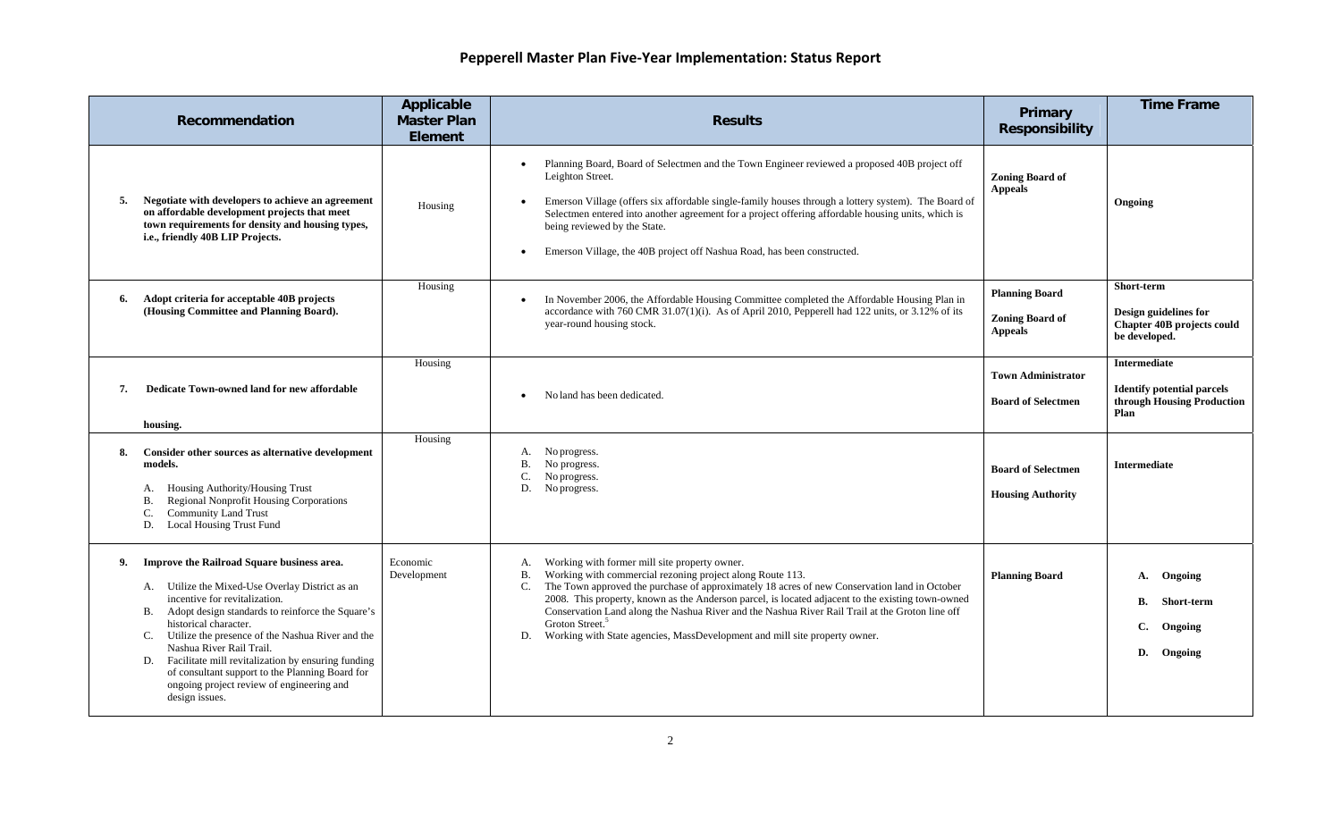## Pepperell Master Plan Five-Year Implementation: Status Report

| Recommendation | Applicable Master Plan Element | Results | Primary Responsibility | Time Frame |
|---|---|---|---|---|
| **5. Negotiate with developers to achieve an agreement on affordable development projects that meet town requirements for density and housing types, i.e., friendly 40B LIP Projects.** | Housing | • Planning Board, Board of Selectmen and the Town Engineer reviewed a proposed 40B project off Leighton Street.<br>• Emerson Village (offers six affordable single-family houses through a lottery system). The Board of Selectmen entered into another agreement for a project offering affordable housing units, which is being reviewed by the State.<br>• Emerson Village, the 40B project off Nashua Road, has been constructed. | **Zoning Board of Appeals** | **Ongoing** |
| **6. Adopt criteria for acceptable 40B projects (Housing Committee and Planning Board).** | Housing | • In November 2006, the Affordable Housing Committee completed the Affordable Housing Plan in accordance with 760 CMR 31.07(1)(i). As of April 2010, Pepperell had 122 units, or 3.12% of its year-round housing stock. | **Planning Board**<br>**Zoning Board of Appeals** | **Short-term**<br>**Design guidelines for Chapter 40B projects could be developed.** |
| **7. Dedicate Town-owned land for new affordable housing.** | Housing | • No land has been dedicated. | **Town Administrator**<br>**Board of Selectmen** | **Intermediate**<br>**Identify potential parcels through Housing Production Plan** |
| **8. Consider other sources as alternative development models.**<br>A. Housing Authority/Housing Trust<br>B. Regional Nonprofit Housing Corporations<br>C. Community Land Trust<br>D. Local Housing Trust Fund | Housing | A. No progress.<br>B. No progress.<br>C. No progress.<br>D. No progress. | **Board of Selectmen**<br>**Housing Authority** | **Intermediate** |
| **9. Improve the Railroad Square business area.**<br>A. Utilize the Mixed-Use Overlay District as an incentive for revitalization.<br>B. Adopt design standards to reinforce the Square's historical character.<br>C. Utilize the presence of the Nashua River and the Nashua River Rail Trail.<br>D. Facilitate mill revitalization by ensuring funding of consultant support to the Planning Board for ongoing project review of engineering and design issues. | Economic Development | A. Working with former mill site property owner.<br>B. Working with commercial rezoning project along Route 113.<br>C. The Town approved the purchase of approximately 18 acres of new Conservation land in October 2008. This property, known as the Anderson parcel, is located adjacent to the existing town-owned Conservation Land along the Nashua River and the Nashua River Rail Trail at the Groton line off Groton Street.[5]<br>D. Working with State agencies, MassDevelopment and mill site property owner. | **Planning Board** | **A. Ongoing**<br>**B. Short-term**<br>**C. Ongoing**<br>**D. Ongoing** |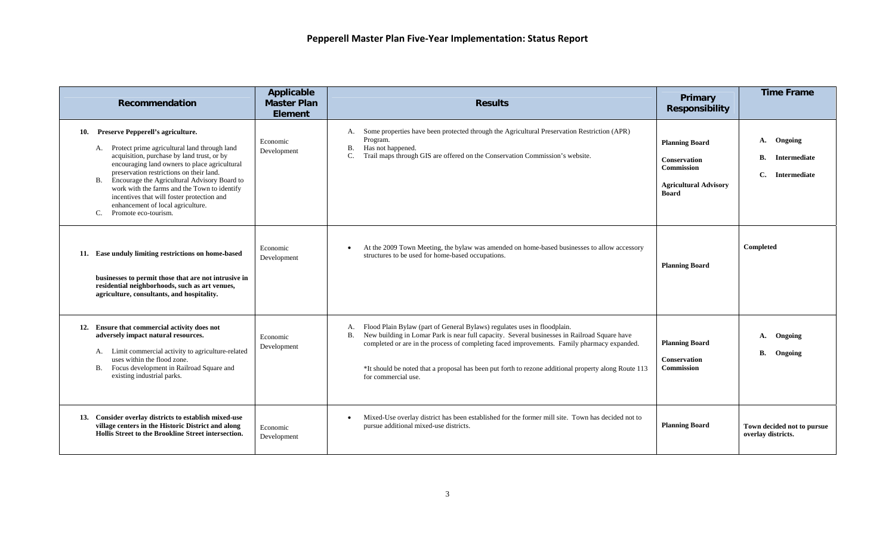## Pepperell Master Plan Five-Year Implementation: Status Report

| Recommendation | Applicable Master Plan Element | Results | Primary Responsibility | Time Frame |
|---|---|---|---|---|
| **10. Preserve Pepperell's agriculture.**<br>A. Protect prime agricultural land through land acquisition, purchase by land trust, or by encouraging land owners to place agricultural preservation restrictions on their land.<br>B. Encourage the Agricultural Advisory Board to work with the farms and the Town to identify incentives that will foster protection and enhancement of local agriculture.<br>C. Promote eco-tourism. | Economic Development | A. Some properties have been protected through the Agricultural Preservation Restriction (APR) Program.<br>B. Has not happened.<br>C. Trail maps through GIS are offered on the Conservation Commission's website. | **Planning Board**<br>**Conservation Commission**<br>**Agricultural Advisory Board** | **A. Ongoing**<br>**B. Intermediate**<br>**C. Intermediate** |
| **11. Ease unduly limiting restrictions on home-based businesses to permit those that are not intrusive in residential neighborhoods, such as art venues, agriculture, consultants, and hospitality.** | Economic Development | • At the 2009 Town Meeting, the bylaw was amended on home-based businesses to allow accessory structures to be used for home-based occupations. | **Planning Board** | **Completed** |
| **12. Ensure that commercial activity does not adversely impact natural resources.**<br>A. Limit commercial activity to agriculture-related uses within the flood zone.<br>B. Focus development in Railroad Square and existing industrial parks. | Economic Development | A. Flood Plain Bylaw (part of General Bylaws) regulates uses in floodplain.<br>B. New building in Lomar Park is near full capacity. Several businesses in Railroad Square have completed or are in the process of completing faced improvements. Family pharmacy expanded.<br><br>*It should be noted that a proposal has been put forth to rezone additional property along Route 113 for commercial use. | **Planning Board**<br>**Conservation Commission** | **A. Ongoing**<br>**B. Ongoing** |
| **13. Consider overlay districts to establish mixed-use village centers in the Historic District and along Hollis Street to the Brookline Street intersection.** | Economic Development | • Mixed-Use overlay district has been established for the former mill site. Town has decided not to pursue additional mixed-use districts. | **Planning Board** | **Town decided not to pursue overlay districts.** |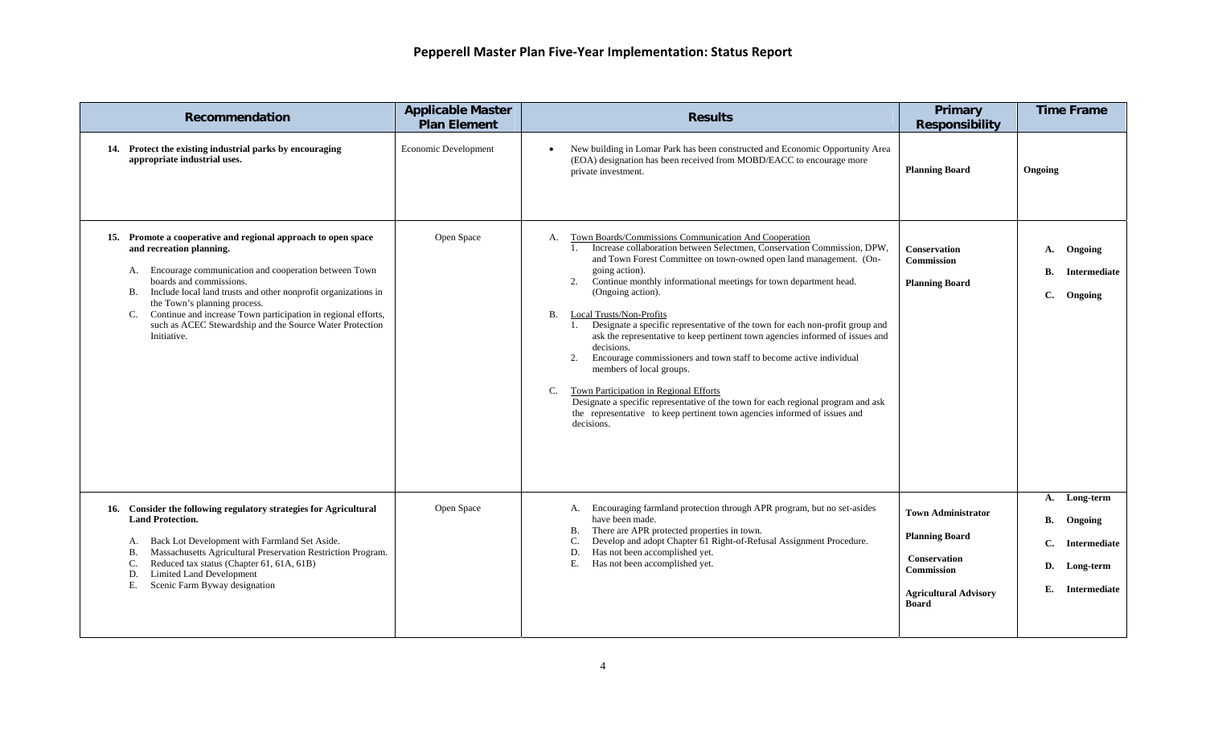# Pepperell Master Plan Five-Year Implementation: Status Report

| Recommendation | Applicable Master Plan Element | Results | Primary Responsibility | Time Frame |
|---|---|---|---|---|
| **14. Protect the existing industrial parks by encouraging appropriate industrial uses.** | Economic Development | • New building in Lomar Park has been constructed and Economic Opportunity Area (EOA) designation has been received from MOBD/EACC to encourage more private investment. | **Planning Board** | **Ongoing** |
| **15. Promote a cooperative and regional approach to open space and recreation planning.**<br>A. Encourage communication and cooperation between Town boards and commissions.<br>B. Include local land trusts and other nonprofit organizations in the Town's planning process.<br>C. Continue and increase Town participation in regional efforts, such as ACEC Stewardship and the Source Water Protection Initiative. | Open Space | A. Town Boards/Commissions Communication And Cooperation<br>1. Increase collaboration between Selectmen, Conservation Commission, DPW, and Town Forest Committee on town-owned open land management. (On-going action).<br>2. Continue monthly informational meetings for town department head. (Ongoing action).<br>B. Local Trusts/Non-Profits<br>1. Designate a specific representative of the town for each non-profit group and ask the representative to keep pertinent town agencies informed of issues and decisions.<br>2. Encourage commissioners and town staff to become active individual members of local groups.<br>C. Town Participation in Regional Efforts<br>Designate a specific representative of the town for each regional program and ask the representative to keep pertinent town agencies informed of issues and decisions. | **Conservation Commission**<br>**Planning Board** | **A. Ongoing**<br>**B. Intermediate**<br>**C. Ongoing** |
| **16. Consider the following regulatory strategies for Agricultural Land Protection.**<br>A. Back Lot Development with Farmland Set Aside.<br>B. Massachusetts Agricultural Preservation Restriction Program.<br>C. Reduced tax status (Chapter 61, 61A, 61B)<br>D. Limited Land Development<br>E. Scenic Farm Byway designation | Open Space | A. Encouraging farmland protection through APR program, but no set-asides have been made.<br>B. There are APR protected properties in town.<br>C. Develop and adopt Chapter 61 Right-of-Refusal Assignment Procedure.<br>D. Has not been accomplished yet.<br>E. Has not been accomplished yet. | **Town Administrator**<br>**Planning Board**<br>**Conservation Commission**<br>**Agricultural Advisory Board** | **A. Long-term**<br>**B. Ongoing**<br>**C. Intermediate**<br>**D. Long-term**<br>**E. Intermediate** |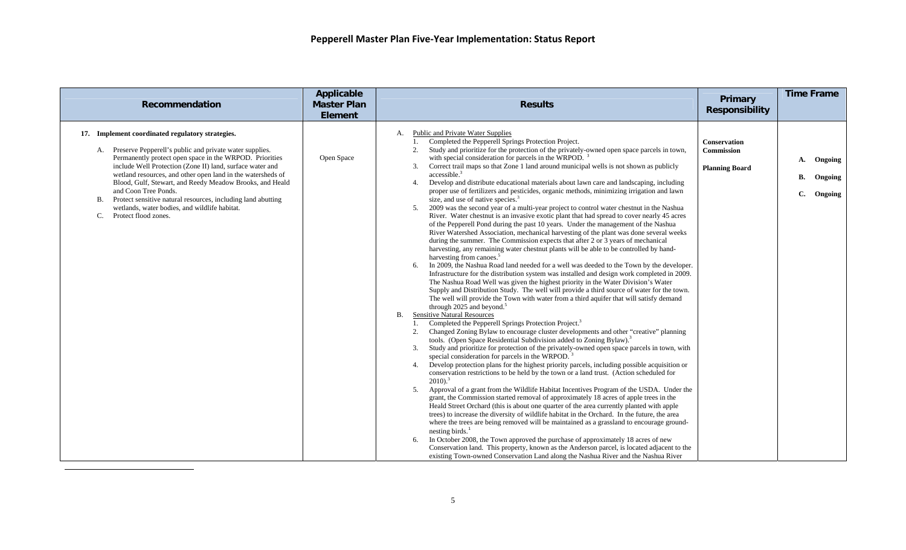# Pepperell Master Plan Five-Year Implementation: Status Report

| Recommendation | Applicable Master Plan Element | Results | Primary Responsibility | Time Frame |
|---|---|---|---|---|
| **17. Implement coordinated regulatory strategies.**<br><br>A. Preserve Pepperell's public and private water supplies. Permanently protect open space in the WRPOD. Priorities include Well Protection (Zone II) land, surface water and wetland resources, and other open land in the watersheds of Blood, Gulf, Stewart, and Reedy Meadow Brooks, and Heald and Coon Tree Ponds.<br>B. Protect sensitive natural resources, including land abutting wetlands, water bodies, and wildlife habitat.<br>C. Protect flood zones. | Open Space | A. Public and Private Water Supplies<br>1. Completed the Pepperell Springs Protection Project.<br>2. Study and prioritize for the protection of the privately-owned open space parcels in town, with special consideration for parcels in the WRPOD. [3]<br>3. Correct trail maps so that Zone 1 land around municipal wells is not shown as publicly accessible.[3]<br>4. Develop and distribute educational materials about lawn care and landscaping, including proper use of fertilizers and pesticides, organic methods, minimizing irrigation and lawn size, and use of native species.[3]<br>5. 2009 was the second year of a multi-year project to control water chestnut in the Nashua River. Water chestnut is an invasive exotic plant that had spread to cover nearly 45 acres of the Pepperell Pond during the past 10 years. Under the management of the Nashua River Watershed Association, mechanical harvesting of the plant was done several weeks during the summer. The Commission expects that after 2 or 3 years of mechanical harvesting, any remaining water chestnut plants will be able to be controlled by hand-harvesting from canoes.[5]<br>6. In 2009, the Nashua Road land needed for a well was deeded to the Town by the developer. Infrastructure for the distribution system was installed and design work completed in 2009. The Nashua Road Well was given the highest priority in the Water Division's Water Supply and Distribution Study. The well will provide a third source of water for the town. The well will provide the Town with water from a third aquifer that will satisfy demand through 2025 and beyond.[5]<br>B. Sensitive Natural Resources<br>1. Completed the Pepperell Springs Protection Project.[3]<br>2. Changed Zoning Bylaw to encourage cluster developments and other "creative" planning tools. (Open Space Residential Subdivision added to Zoning Bylaw).[3]<br>3. Study and prioritize for protection of the privately-owned open space parcels in town, with special consideration for parcels in the WRPOD. [3]<br>4. Develop protection plans for the highest priority parcels, including possible acquisition or conservation restrictions to be held by the town or a land trust. (Action scheduled for 2010).[3]<br>5. Approval of a grant from the Wildlife Habitat Incentives Program of the USDA. Under the grant, the Commission started removal of approximately 18 acres of apple trees in the Heald Street Orchard (this is about one quarter of the area currently planted with apple trees) to increase the diversity of wildlife habitat in the Orchard. In the future, the area where the trees are being removed will be maintained as a grassland to encourage ground-nesting birds.[1]<br>6. In October 2008, the Town approved the purchase of approximately 18 acres of new Conservation land. This property, known as the Anderson parcel, is located adjacent to the existing Town-owned Conservation Land along the Nashua River and the Nashua River | **Conservation Commission**<br><br>**Planning Board** | **A. Ongoing**<br><br>**B. Ongoing**<br><br>**C. Ongoing** |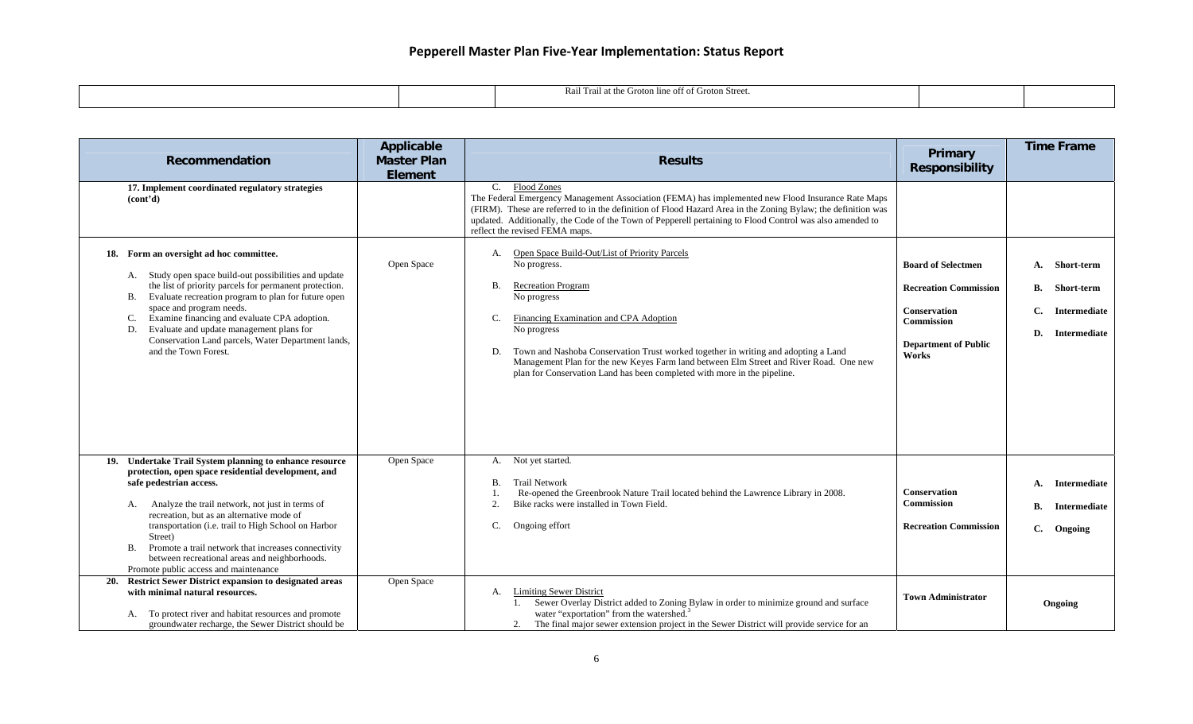| | | Rail Trail at the Groton line off of Groton Street. | | |
|---|---|---|---|---|

| Recommendation | Applicable Master Plan Element | Results | Primary Responsibility | Time Frame |
|---|---|---|---|---|
| **17. Implement coordinated regulatory strategies (cont'd)** | | C. Flood Zones<br>The Federal Emergency Management Association (FEMA) has implemented new Flood Insurance Rate Maps (FIRM). These are referred to in the definition of Flood Hazard Area in the Zoning Bylaw; the definition was updated. Additionally, the Code of the Town of Pepperell pertaining to Flood Control was also amended to reflect the revised FEMA maps. | | |
| **18. Form an oversight ad hoc committee.**<br>A. Study open space build-out possibilities and update the list of priority parcels for permanent protection.<br>B. Evaluate recreation program to plan for future open space and program needs.<br>C. Examine financing and evaluate CPA adoption.<br>D. Evaluate and update management plans for Conservation Land parcels, Water Department lands, and the Town Forest. | Open Space | A. Open Space Build-Out/List of Priority Parcels<br>No progress.<br>B. Recreation Program<br>No progress<br>C. Financing Examination and CPA Adoption<br>No progress<br>D. Town and Nashoba Conservation Trust worked together in writing and adopting a Land Management Plan for the new Keyes Farm land between Elm Street and River Road. One new plan for Conservation Land has been completed with more in the pipeline. | **Board of Selectmen**<br>**Recreation Commission**<br>**Conservation Commission**<br>**Department of Public Works** | **A. Short-term**<br>**B. Short-term**<br>**C. Intermediate**<br>**D. Intermediate** |
| **19. Undertake Trail System planning to enhance resource protection, open space residential development, and safe pedestrian access.**<br>A. Analyze the trail network, not just in terms of recreation, but as an alternative mode of transportation (i.e. trail to High School on Harbor Street)<br>B. Promote a trail network that increases connectivity between recreational areas and neighborhoods.<br>Promote public access and maintenance | Open Space | A. Not yet started.<br>B. Trail Network<br>1. Re-opened the Greenbrook Nature Trail located behind the Lawrence Library in 2008.<br>2. Bike racks were installed in Town Field.<br>C. Ongoing effort | **Conservation Commission**<br>**Recreation Commission** | **A. Intermediate**<br>**B. Intermediate**<br>**C. Ongoing** |
| **20. Restrict Sewer District expansion to designated areas with minimal natural resources.**<br>A. To protect river and habitat resources and promote groundwater recharge, the Sewer District should be | Open Space | A. Limiting Sewer District<br>1. Sewer Overlay District added to Zoning Bylaw in order to minimize ground and surface water "exportation" from the watershed.[3]<br>2. The final major sewer extension project in the Sewer District will provide service for an | **Town Administrator** | **Ongoing** |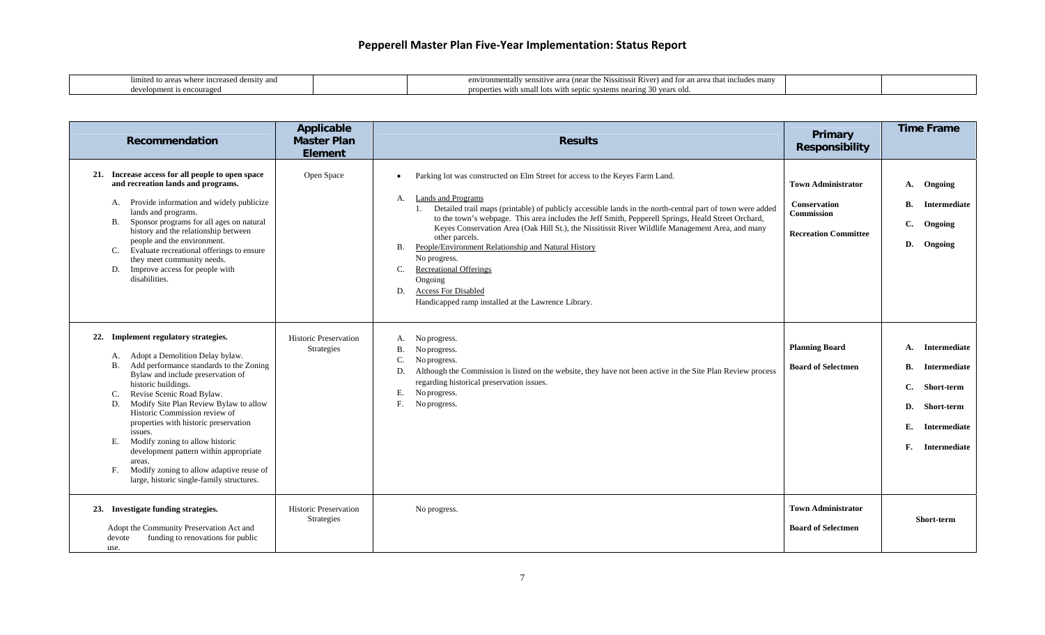# Pepperell Master Plan Five-Year Implementation: Status Report

| | | | | |
|---|---|---|---|---|
| limited to areas where increased density and development is encouraged | | environmentally sensitive area (near the Nissitissit River) and for an area that includes many properties with small lots with septic systems nearing 30 years old. | | |

| Recommendation | Applicable Master Plan Element | Results | Primary Responsibility | Time Frame |
|---|---|---|---|---|
| **21. Increase access for all people to open space and recreation lands and programs.**<br><br>A. Provide information and widely publicize lands and programs.<br>B. Sponsor programs for all ages on natural history and the relationship between people and the environment.<br>C. Evaluate recreational offerings to ensure they meet community needs.<br>D. Improve access for people with disabilities. | Open Space | • Parking lot was constructed on Elm Street for access to the Keyes Farm Land.<br><br>A. Lands and Programs<br>1. Detailed trail maps (printable) of publicly accessible lands in the north-central part of town were added to the town's webpage. This area includes the Jeff Smith, Pepperell Springs, Heald Street Orchard, Keyes Conservation Area (Oak Hill St.), the Nissitissit River Wildlife Management Area, and many other parcels.<br>B. People/Environment Relationship and Natural History<br>No progress.<br>C. Recreational Offerings<br>Ongoing<br>D. Access For Disabled<br>Handicapped ramp installed at the Lawrence Library. | **Town Administrator**<br><br>**Conservation Commission**<br><br>**Recreation Committee** | **A. Ongoing**<br>**B. Intermediate**<br>**C. Ongoing**<br>**D. Ongoing** |
| **22. Implement regulatory strategies.**<br><br>A. Adopt a Demolition Delay bylaw.<br>B. Add performance standards to the Zoning Bylaw and include preservation of historic buildings.<br>C. Revise Scenic Road Bylaw.<br>D. Modify Site Plan Review Bylaw to allow Historic Commission review of properties with historic preservation issues.<br>E. Modify zoning to allow historic development pattern within appropriate areas.<br>F. Modify zoning to allow adaptive reuse of large, historic single-family structures. | Historic Preservation Strategies | A. No progress.<br>B. No progress.<br>C. No progress.<br>D. Although the Commission is listed on the website, they have not been active in the Site Plan Review process regarding historical preservation issues.<br>E. No progress.<br>F. No progress. | **Planning Board**<br><br>**Board of Selectmen** | **A. Intermediate**<br>**B. Intermediate**<br>**C. Short-term**<br>**D. Short-term**<br>**E. Intermediate**<br>**F. Intermediate** |
| **23. Investigate funding strategies.**<br><br>Adopt the Community Preservation Act and devote funding to renovations for public use. | Historic Preservation Strategies | No progress. | **Town Administrator**<br><br>**Board of Selectmen** | **Short-term** |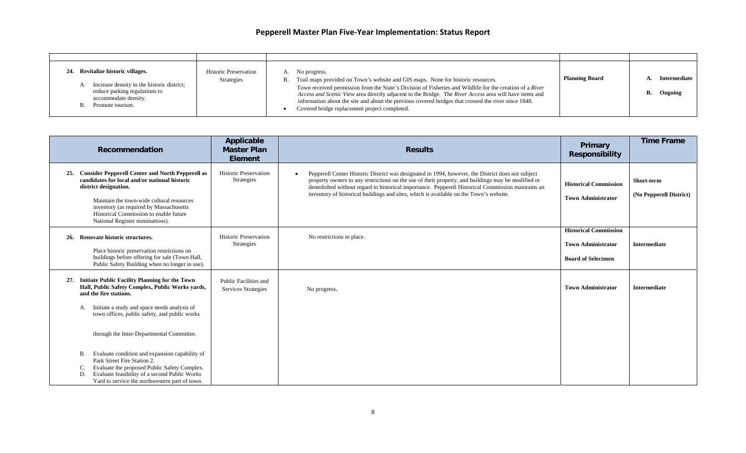# Pepperell Master Plan Five-Year Implementation: Status Report

| | | | | |
|---|---|---|---|---|
| **24. Revitalize historic villages.**<br><br>A. Increase density in the historic district; reduce parking regulations to accommodate density.<br>B. Promote tourism. | Historic Preservation Strategies | A. No progress.<br>B. Trail maps provided on Town's website and GIS maps. None for historic resources.<br>Town received permission from the State's Division of Fisheries and Wildlife for the creation of a *River Access and Scenic View* area directly adjacent to the Bridge. The *River Access* area will have items and information about the site and about the previous covered bridges that crossed the river since 1848.<br>• Covered bridge replacement project completed. | **Planning Board** | **A. Intermediate**<br><br>**B. Ongoing** |

| Recommendation | Applicable Master Plan Element | Results | Primary Responsibility | Time Frame |
|---|---|---|---|---|
| **25. Consider Pepperell Center and North Pepperell as candidates for local and/or national historic district designation.**<br><br>Maintain the town-wide cultural resources inventory (as required by Massachusetts Historical Commission to enable future National Register nominations). | Historic Preservation Strategies | • Pepperell Center Historic District was designated in 1994, however, the District does not subject property owners to any restrictions on the use of their property, and buildings may be modified or demolished without regard to historical importance. Pepperell Historical Commission maintains an inventory of historical buildings and sites, which is available on the Town's website. | **Historical Commission**<br><br>**Town Administrator** | **Short-term**<br><br>**(No Pepperell District)** |
| **26. Renovate historic structures.**<br><br>Place historic preservation restrictions on buildings before offering for sale (Town Hall, Public Safety Building when no longer in use). | Historic Preservation Strategies | No restrictions in place. | **Historical Commission**<br><br>**Town Administrator**<br><br>**Board of Selectmen** | **Intermediate** |
| **27. Initiate Public Facility Planning for the Town Hall, Public Safety Complex, Public Works yards, and the fire stations.**<br><br>A. Initiate a study and space needs analysis of town offices, public safety, and public works through the Inter-Departmental Committee.<br><br>B. Evaluate condition and expansion capability of Park Street Fire Station 2.<br>C. Evaluate the proposed Public Safety Complex.<br>D. Evaluate feasibility of a second Public Works Yard to service the northwestern part of town. | Public Facilities and Services Strategies | No progress. | **Town Administrator** | **Intermediate** |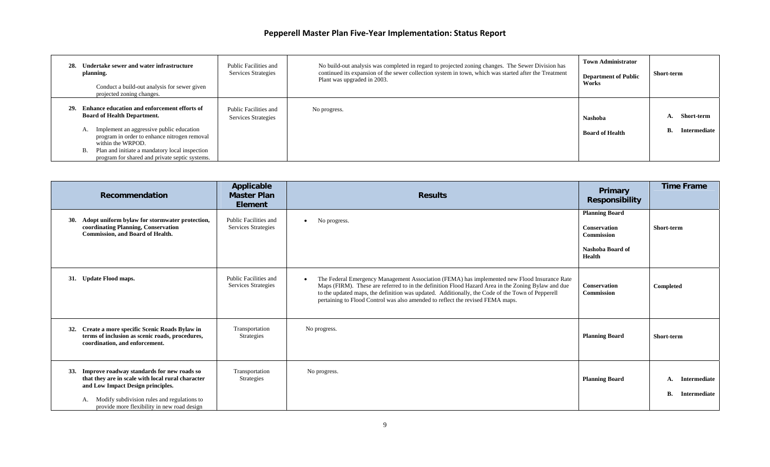# Pepperell Master Plan Five-Year Implementation: Status Report

| Recommendation | Applicable Master Plan Element | Results | Primary Responsibility | Time Frame |
|---|---|---|---|---|
| **28. Undertake sewer and water infrastructure planning.**<br><br>Conduct a build-out analysis for sewer given projected zoning changes. | Public Facilities and Services Strategies | No build-out analysis was completed in regard to projected zoning changes. The Sewer Division has continued its expansion of the sewer collection system in town, which was started after the Treatment Plant was upgraded in 2003. | **Town Administrator**<br><br>**Department of Public Works** | **Short-term** |
| **29. Enhance education and enforcement efforts of Board of Health Department.**<br><br>A. Implement an aggressive public education program in order to enhance nitrogen removal within the WRPOD.<br>B. Plan and initiate a mandatory local inspection program for shared and private septic systems. | Public Facilities and Services Strategies | No progress. | **Nashoba**<br><br>**Board of Health** | **A. Short-term**<br><br>**B. Intermediate** |
| **30. Adopt uniform bylaw for stormwater protection, coordinating Planning, Conservation Commission, and Board of Health.** | Public Facilities and Services Strategies | • No progress. | **Planning Board**<br><br>**Conservation Commission**<br><br>**Nashoba Board of Health** | **Short-term** |
| **31. Update Flood maps.** | Public Facilities and Services Strategies | • The Federal Emergency Management Association (FEMA) has implemented new Flood Insurance Rate Maps (FIRM). These are referred to in the definition Flood Hazard Area in the Zoning Bylaw and due to the updated maps, the definition was updated. Additionally, the Code of the Town of Pepperell pertaining to Flood Control was also amended to reflect the revised FEMA maps. | **Conservation Commission** | **Completed** |
| **32. Create a more specific Scenic Roads Bylaw in terms of inclusion as scenic roads, procedures, coordination, and enforcement.** | Transportation Strategies | No progress. | **Planning Board** | **Short-term** |
| **33. Improve roadway standards for new roads so that they are in scale with local rural character and Low Impact Design principles.**<br><br>A. Modify subdivision rules and regulations to provide more flexibility in new road design | Transportation Strategies | No progress. | **Planning Board** | **A. Intermediate**<br><br>**B. Intermediate** |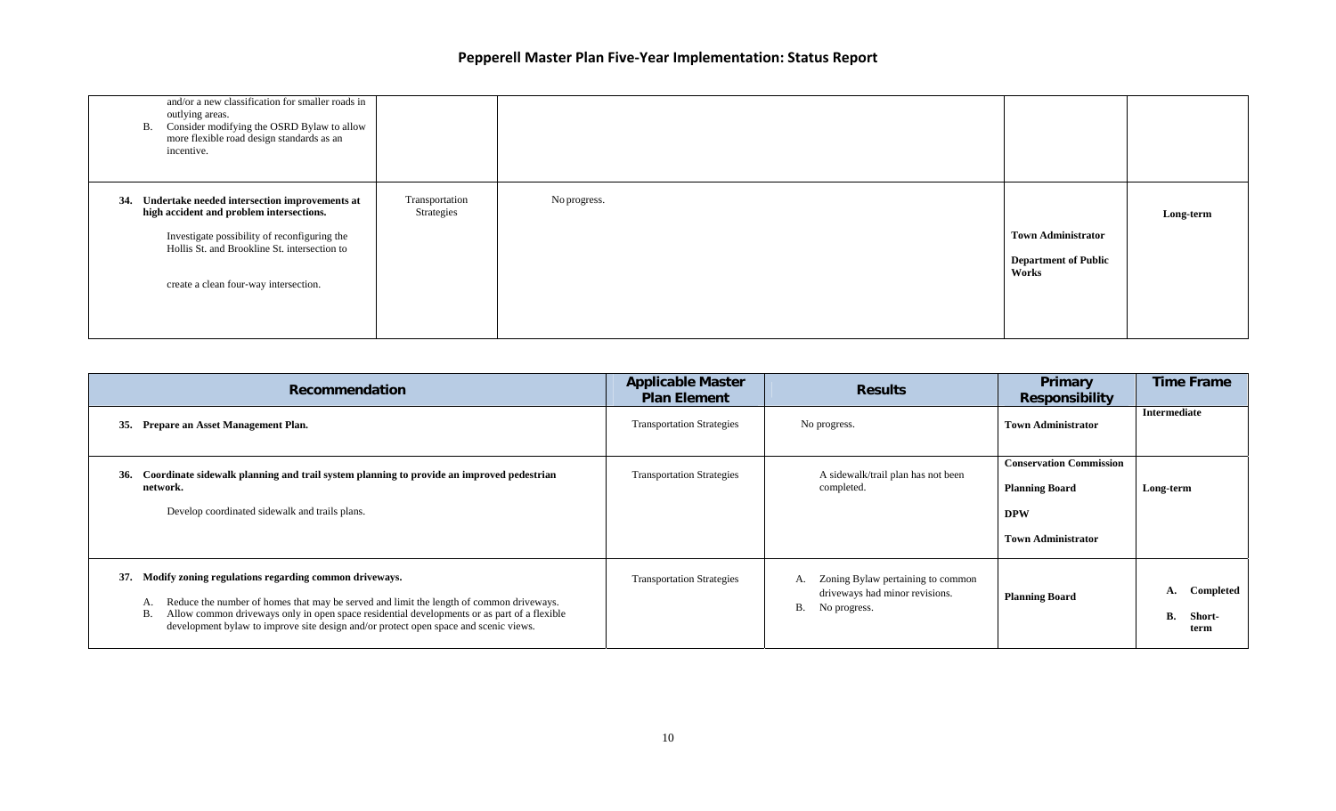| Recommendation | Applicable Master Plan Element | Results | Primary Responsibility | Time Frame |
|---|---|---|---|---|
| and/or a new classification for smaller roads in outlying areas.<br>B. Consider modifying the OSRD Bylaw to allow more flexible road design standards as an incentive. | | | | |
| **34. Undertake needed intersection improvements at high accident and problem intersections.**<br><br>Investigate possibility of reconfiguring the Hollis St. and Brookline St. intersection to<br><br>create a clean four-way intersection. | Transportation Strategies | No progress. | **Town Administrator**<br><br>**Department of Public Works** | **Long-term** |
| **35. Prepare an Asset Management Plan.** | Transportation Strategies | No progress. | **Town Administrator** | **Intermediate** |
| **36. Coordinate sidewalk planning and trail system planning to provide an improved pedestrian network.**<br><br>Develop coordinated sidewalk and trails plans. | Transportation Strategies | A sidewalk/trail plan has not been completed. | **Conservation Commission**<br><br>**Planning Board**<br><br>**DPW**<br><br>**Town Administrator** | **Long-term** |
| **37. Modify zoning regulations regarding common driveways.**<br><br>A. Reduce the number of homes that may be served and limit the length of common driveways.<br>B. Allow common driveways only in open space residential developments or as part of a flexible development bylaw to improve site design and/or protect open space and scenic views. | Transportation Strategies | A. Zoning Bylaw pertaining to common driveways had minor revisions.<br>B. No progress. | **Planning Board** | **A. Completed**<br><br>**B. Short-term** |